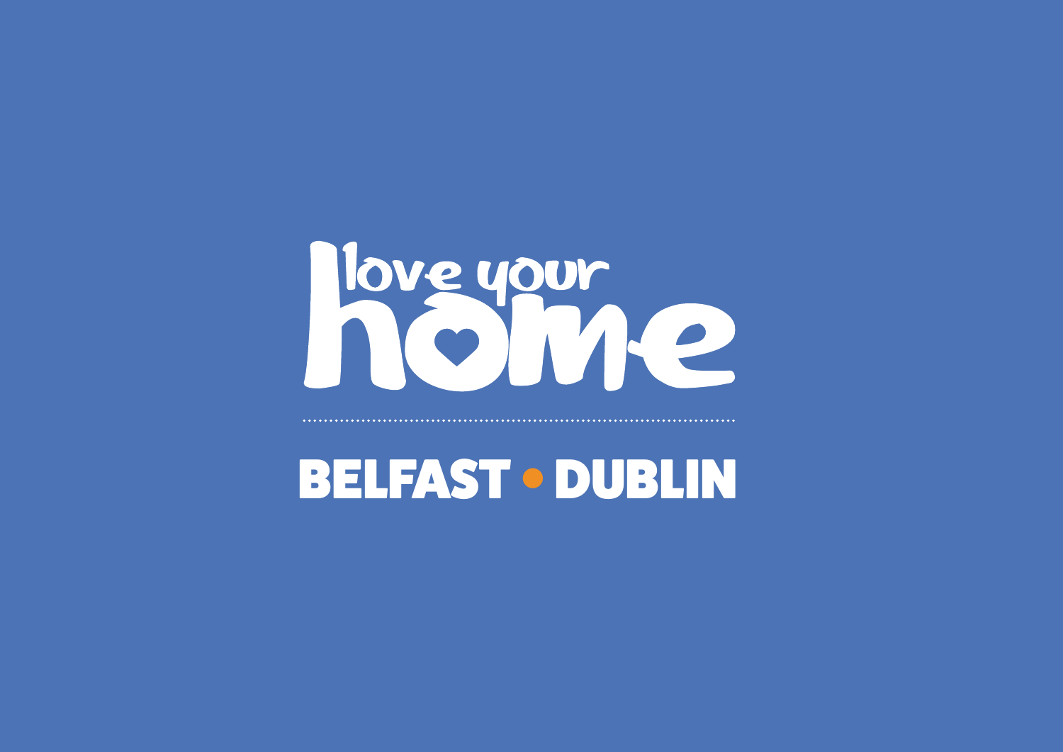# love your home

**BELFAST • DUBLIN**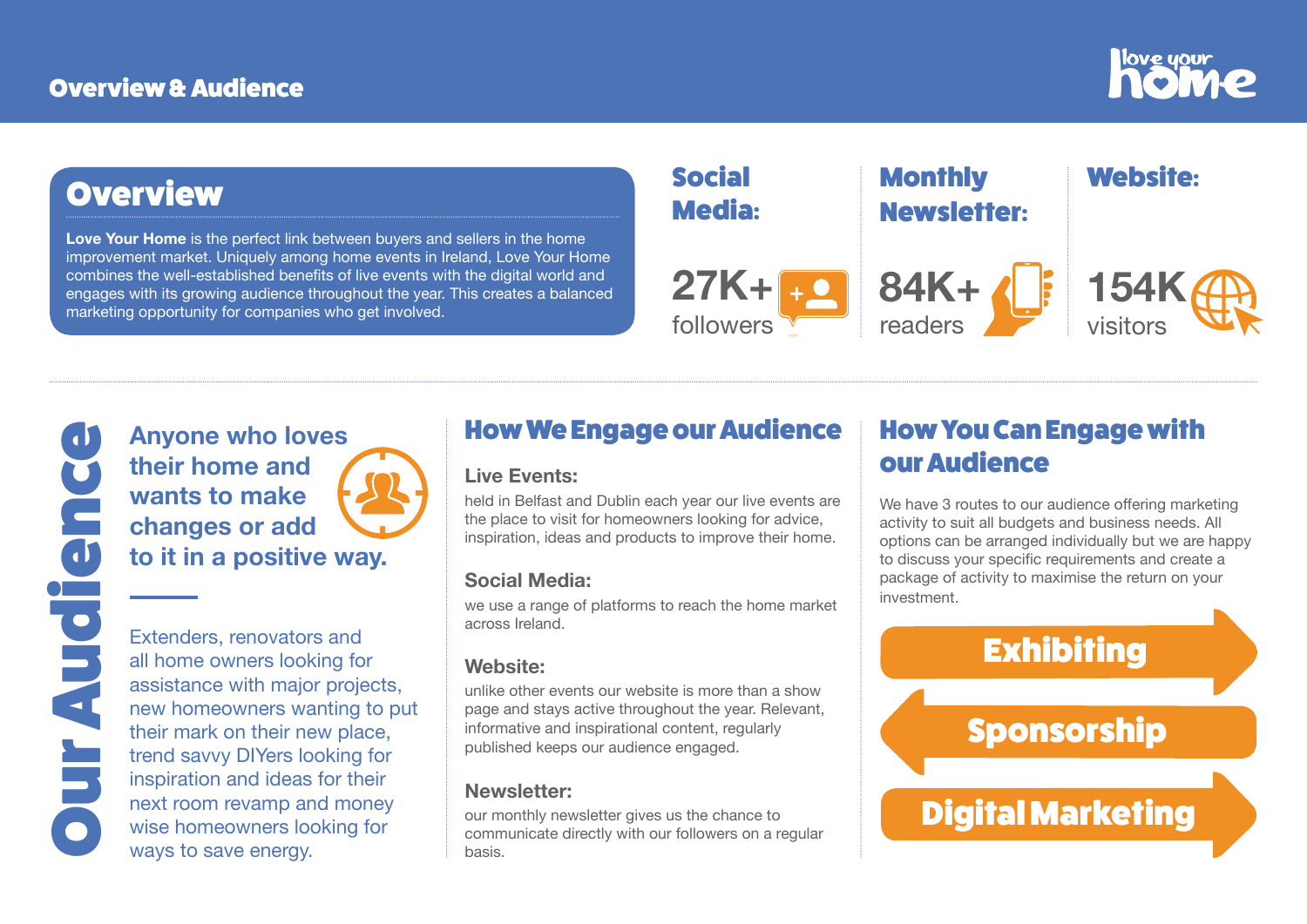## Overview & Audience

## Overview

**Love Your Home** is the perfect link between buyers and sellers in the home improvement market. Uniquely among home events in Ireland, Love Your Home combines the well-established benefits of live events with the digital world and engages with its growing audience throughout the year. This creates a balanced marketing opportunity for companies who get involved.

### Social Media:

27K+ followers

### Monthly Newsletter:

84K+ readers

### Website:

154K visitors

## Our Audience

**Anyone who loves their home and wants to make changes or add to it in a positive way.**

Extenders, renovators and all home owners looking for assistance with major projects, new homeowners wanting to put their mark on their new place, trend savvy DIYers looking for inspiration and ideas for their next room revamp and money wise homeowners looking for ways to save energy.

## How We Engage our Audience

**Live Events:**

held in Belfast and Dublin each year our live events are the place to visit for homeowners looking for advice, inspiration, ideas and products to improve their home.

**Social Media:**

we use a range of platforms to reach the home market across Ireland.

**Website:**

unlike other events our website is more than a show page and stays active throughout the year. Relevant, informative and inspirational content, regularly published keeps our audience engaged.

**Newsletter:**

our monthly newsletter gives us the chance to communicate directly with our followers on a regular basis.

## How You Can Engage with our Audience

We have 3 routes to our audience offering marketing activity to suit all budgets and business needs. All options can be arranged individually but we are happy to discuss your specific requirements and create a package of activity to maximise the return on your investment.

- Exhibiting
- Sponsorship
- Digital Marketing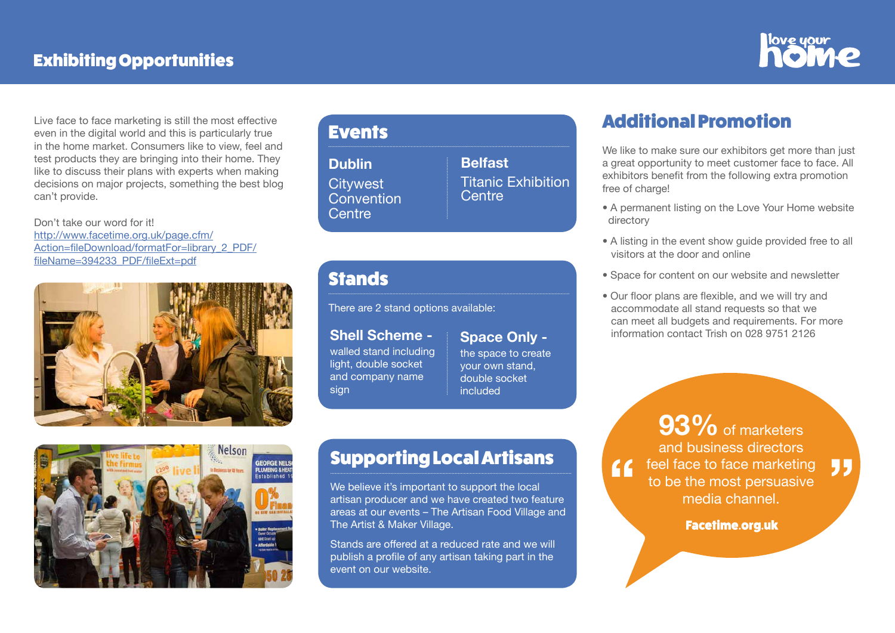# Exhibiting Opportunities

Live face to face marketing is still the most effective even in the digital world and this is particularly true in the home market. Consumers like to view, feel and test products they are bringing into their home. They like to discuss their plans with experts when making decisions on major projects, something the best blog can't provide.

Don't take our word for it!
http://www.facetime.org.uk/page.cfm/Action=fileDownload/formatFor=library_2_PDF/fileName=394233_PDF/fileExt=pdf

## Events

**Dublin**
Citywest Convention Centre

**Belfast**
Titanic Exhibition Centre

## Stands

There are 2 stand options available:

**Shell Scheme -** walled stand including light, double socket and company name sign

**Space Only -** the space to create your own stand, double socket included

## Supporting Local Artisans

We believe it's important to support the local artisan producer and we have created two feature areas at our events – The Artisan Food Village and The Artist & Maker Village.

Stands are offered at a reduced rate and we will publish a profile of any artisan taking part in the event on our website.

## Additional Promotion

We like to make sure our exhibitors get more than just a great opportunity to meet customer face to face. All exhibitors benefit from the following extra promotion free of charge!

- A permanent listing on the Love Your Home website directory
- A listing in the event show guide provided free to all visitors at the door and online
- Space for content on our website and newsletter
- Our floor plans are flexible, and we will try and accommodate all stand requests so that we can meet all budgets and requirements. For more information contact Trish on 028 9751 2126

"93% of marketers and business directors feel face to face marketing to be the most persuasive media channel."

**Facetime.org.uk**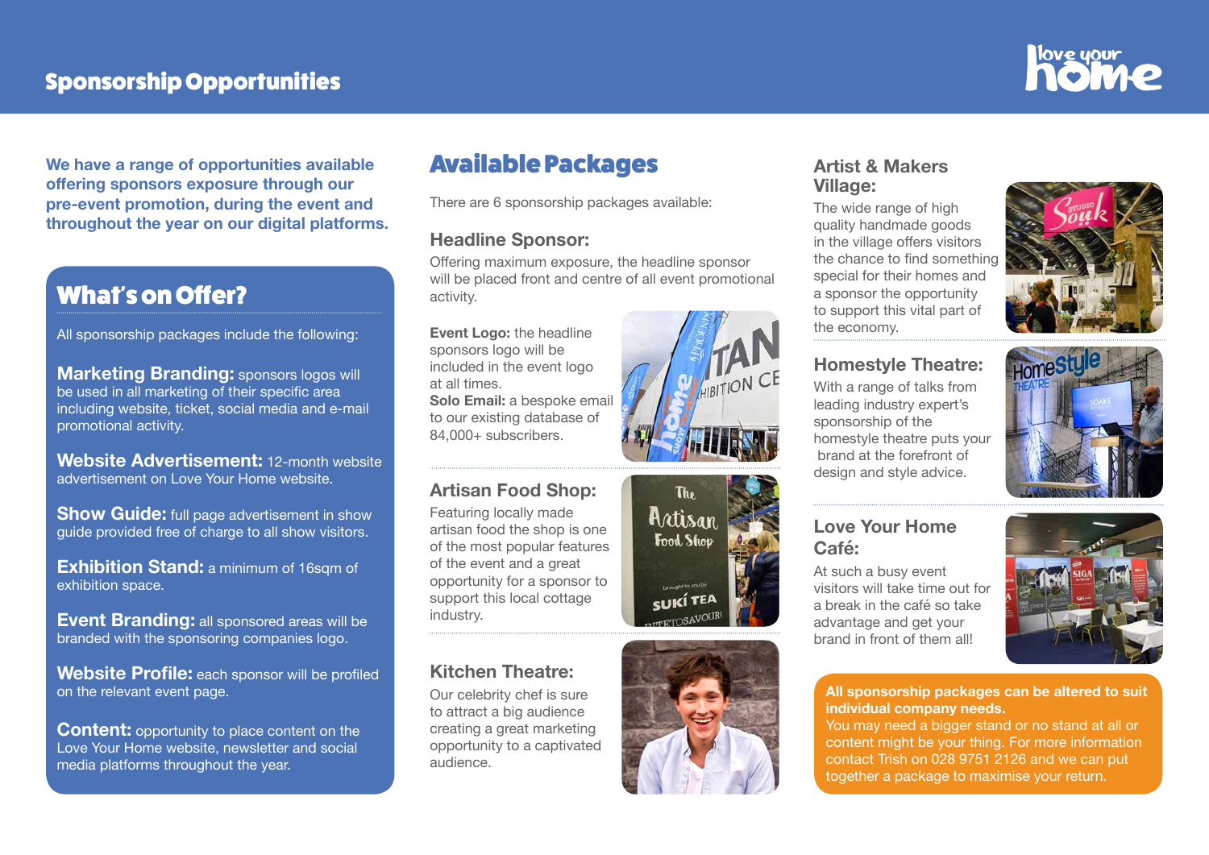## Sponsorship Opportunities

**We have a range of opportunities available offering sponsors exposure through our pre-event promotion, during the event and throughout the year on our digital platforms.**

## What's on Offer?

All sponsorship packages include the following:

**Marketing Branding:** sponsors logos will be used in all marketing of their specific area including website, ticket, social media and e-mail promotional activity.

**Website Advertisement:** 12-month website advertisement on Love Your Home website.

**Show Guide:** full page advertisement in show guide provided free of charge to all show visitors.

**Exhibition Stand:** a minimum of 16sqm of exhibition space.

**Event Branding:** all sponsored areas will be branded with the sponsoring companies logo.

**Website Profile:** each sponsor will be profiled on the relevant event page.

**Content:** opportunity to place content on the Love Your Home website, newsletter and social media platforms throughout the year.

## Available Packages

There are 6 sponsorship packages available:

### Headline Sponsor:

Offering maximum exposure, the headline sponsor will be placed front and centre of all event promotional activity.

**Event Logo:** the headline sponsors logo will be included in the event logo at all times.
**Solo Email:** a bespoke email to our existing database of 84,000+ subscribers.

### Artisan Food Shop:

Featuring locally made artisan food the shop is one of the most popular features of the event and a great opportunity for a sponsor to support this local cottage industry.

### Kitchen Theatre:

Our celebrity chef is sure to attract a big audience creating a great marketing opportunity to a captivated audience.

### Artist & Makers Village:

The wide range of high quality handmade goods in the village offers visitors the chance to find something special for their homes and a sponsor the opportunity to support this vital part of the economy.

### Homestyle Theatre:

With a range of talks from leading industry expert's sponsorship of the homestyle theatre puts your brand at the forefront of design and style advice.

### Love Your Home Café:

At such a busy event visitors will take time out for a break in the café so take advantage and get your brand in front of them all!

**All sponsorship packages can be altered to suit individual company needs.**
You may need a bigger stand or no stand at all or content might be your thing. For more information contact Trish on 028 9751 2126 and we can put together a package to maximise your return.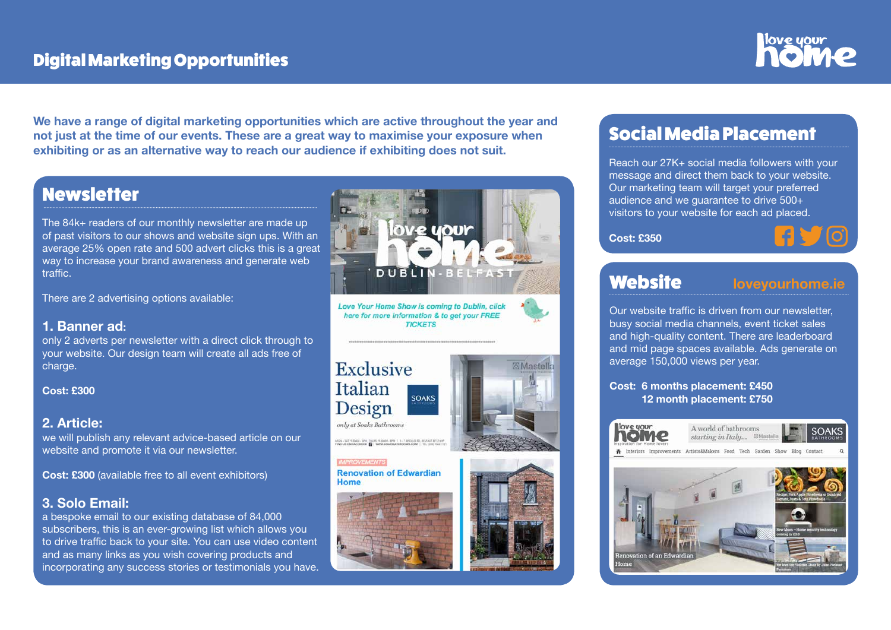# Digital Marketing Opportunities

**We have a range of digital marketing opportunities which are active throughout the year and not just at the time of our events. These are a great way to maximise your exposure when exhibiting or as an alternative way to reach our audience if exhibiting does not suit.**

## Newsletter

The 84k+ readers of our monthly newsletter are made up of past visitors to our shows and website sign ups. With an average 25% open rate and 500 advert clicks this is a great way to increase your brand awareness and generate web traffic.

There are 2 advertising options available:

### 1. Banner ad:

only 2 adverts per newsletter with a direct click through to your website. Our design team will create all ads free of charge.

**Cost: £300**

### 2. Article:

we will publish any relevant advice-based article on our website and promote it via our newsletter.

**Cost: £300** (available free to all event exhibitors)

### 3. Solo Email:

a bespoke email to our existing database of 84,000 subscribers, this is an ever-growing list which allows you to drive traffic back to your site. You can use video content and as many links as you wish covering products and incorporating any success stories or testimonials you have.

## Social Media Placement

Reach our 27K+ social media followers with your message and direct them back to your website. Our marketing team will target your preferred audience and we guarantee to drive 500+ visitors to your website for each ad placed.

**Cost: £350**

## Website loveyourhome.ie

Our website traffic is driven from our newsletter, busy social media channels, event ticket sales and high-quality content. There are leaderboard and mid page spaces available. Ads generate on average 150,000 views per year.

**Cost: 6 months placement: £450**
**12 month placement: £750**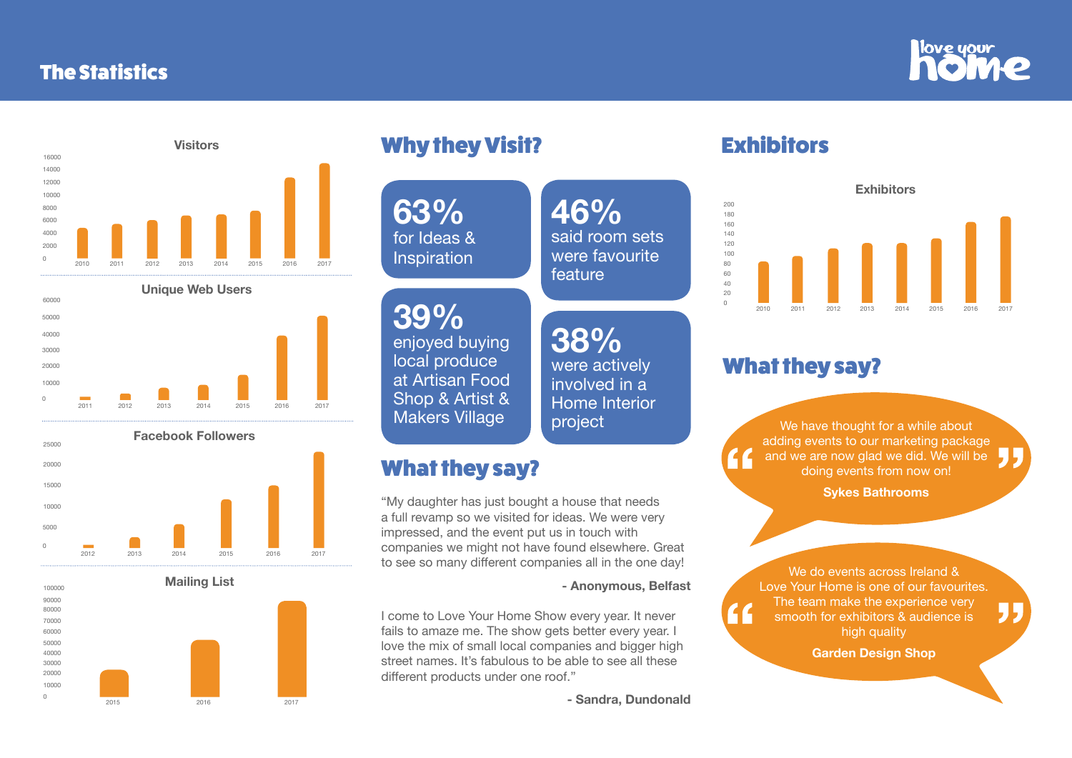# The Statistics

love your home

**Visitors**

16000
14000
12000
10000
8000
6000
4000
2000
0

2010 2011 2012 2013 2014 2015 2016 2017

**Unique Web Users**

60000
50000
40000
30000
20000
10000
0

2011 2012 2013 2014 2015 2016 2017

**Facebook Followers**

25000
20000
15000
10000
5000
0

2012 2013 2014 2015 2016 2017

**Mailing List**

100000
90000
80000
70000
60000
50000
40000
30000
20000
10000
0

2015 2016 2017

## Why they Visit?

**63%** for Ideas & Inspiration

**46%** said room sets were favourite feature

**39%** enjoyed buying local produce at Artisan Food Shop & Artist & Makers Village

**38%** were actively involved in a Home Interior project

## What they say?

"My daughter has just bought a house that needs a full revamp so we visited for ideas. We were very impressed, and the event put us in touch with companies we might not have found elsewhere. Great to see so many different companies all in the one day!

**- Anonymous, Belfast**

I come to Love Your Home Show every year. It never fails to amaze me. The show gets better every year. I love the mix of small local companies and bigger high street names. It's fabulous to be able to see all these different products under one roof."

**- Sandra, Dundonald**

## Exhibitors

**Exhibitors**

200
180
160
140
120
100
80
60
40
20
0

2010 2011 2012 2013 2014 2015 2016 2017

## What they say?

"We have thought for a while about adding events to our marketing package and we are now glad we did. We will be doing events from now on!"

**Sykes Bathrooms**

"We do events across Ireland & Love Your Home is one of our favourites. The team make the experience very smooth for exhibitors & audience is high quality"

**Garden Design Shop**